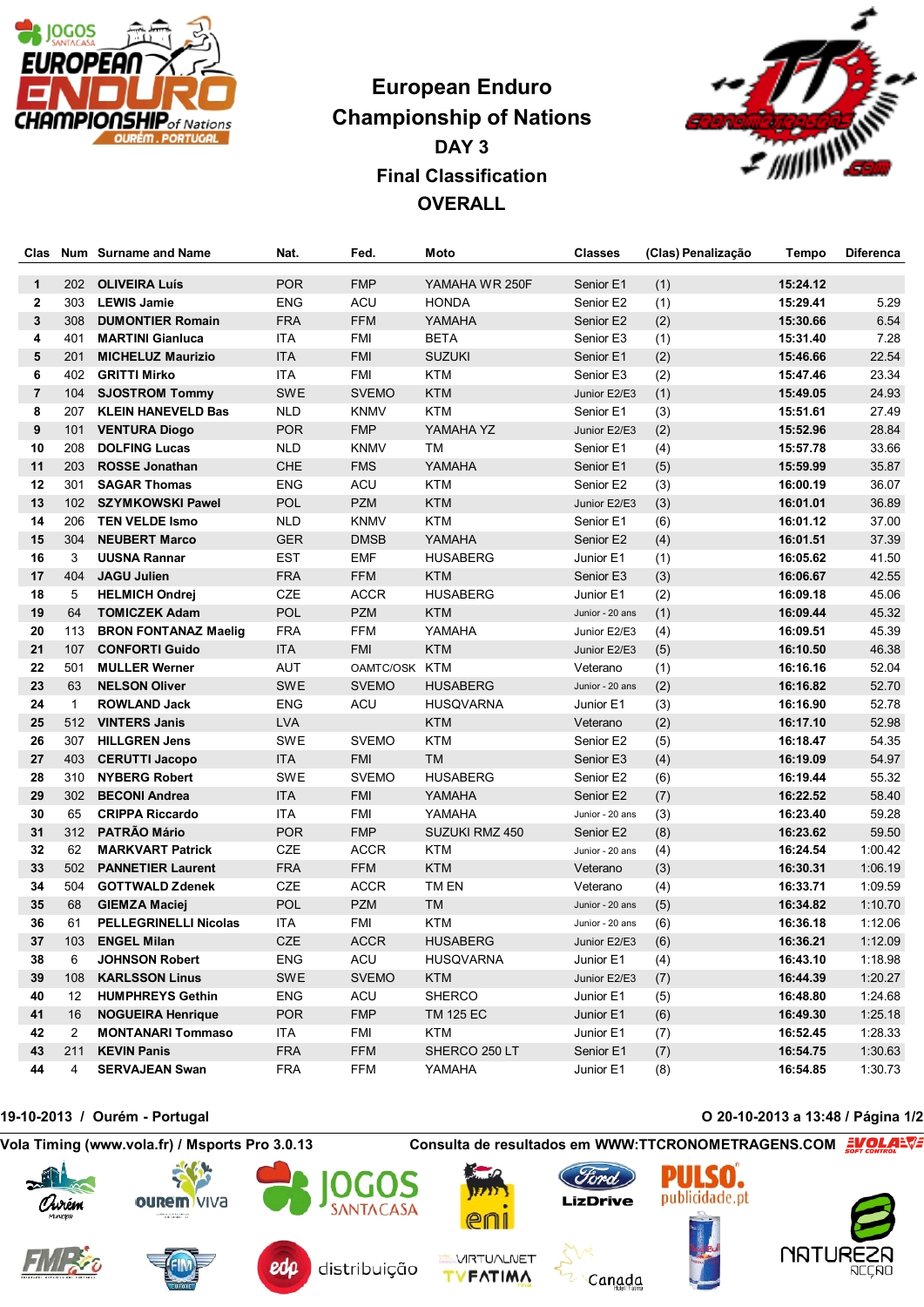# European Enduro Championship of Nations

## DAY 3

## Final Classification

## OVERALL

| Clas | Num | Surname and Name | Nat. | Fed. | Moto | Classes | (Clas) Penalização | Tempo | Diferenca |
|---|---|---|---|---|---|---|---|---|---|
| 1 | 202 | **OLIVEIRA Luís** | POR | FMP | YAMAHA WR 250F | Senior E1 | (1) | **15:24.12** | |
| 2 | 303 | **LEWIS Jamie** | ENG | ACU | HONDA | Senior E2 | (1) | **15:29.41** | 5.29 |
| 3 | 308 | **DUMONTIER Romain** | FRA | FFM | YAMAHA | Senior E2 | (2) | **15:30.66** | 6.54 |
| 4 | 401 | **MARTINI Gianluca** | ITA | FMI | BETA | Senior E3 | (1) | **15:31.40** | 7.28 |
| 5 | 201 | **MICHELUZ Maurizio** | ITA | FMI | SUZUKI | Senior E1 | (2) | **15:46.66** | 22.54 |
| 6 | 402 | **GRITTI Mirko** | ITA | FMI | KTM | Senior E3 | (2) | **15:47.46** | 23.34 |
| 7 | 104 | **SJOSTROM Tommy** | SWE | SVEMO | KTM | Junior E2/E3 | (1) | **15:49.05** | 24.93 |
| 8 | 207 | **KLEIN HANEVELD Bas** | NLD | KNMV | KTM | Senior E1 | (3) | **15:51.61** | 27.49 |
| 9 | 101 | **VENTURA Diogo** | POR | FMP | YAMAHA YZ | Junior E2/E3 | (2) | **15:52.96** | 28.84 |
| 10 | 208 | **DOLFING Lucas** | NLD | KNMV | TM | Senior E1 | (4) | **15:57.78** | 33.66 |
| 11 | 203 | **ROSSE Jonathan** | CHE | FMS | YAMAHA | Senior E1 | (5) | **15:59.99** | 35.87 |
| 12 | 301 | **SAGAR Thomas** | ENG | ACU | KTM | Senior E2 | (3) | **16:00.19** | 36.07 |
| 13 | 102 | **SZYMKOWSKI Pawel** | POL | PZM | KTM | Junior E2/E3 | (3) | **16:01.01** | 36.89 |
| 14 | 206 | **TEN VELDE Ismo** | NLD | KNMV | KTM | Senior E1 | (6) | **16:01.12** | 37.00 |
| 15 | 304 | **NEUBERT Marco** | GER | DMSB | YAMAHA | Senior E2 | (4) | **16:01.51** | 37.39 |
| 16 | 3 | **UUSNA Rannar** | EST | EMF | HUSABERG | Junior E1 | (1) | **16:05.62** | 41.50 |
| 17 | 404 | **JAGU Julien** | FRA | FFM | KTM | Senior E3 | (3) | **16:06.67** | 42.55 |
| 18 | 5 | **HELMICH Ondrej** | CZE | ACCR | HUSABERG | Junior E1 | (2) | **16:09.18** | 45.06 |
| 19 | 64 | **TOMICZEK Adam** | POL | PZM | KTM | Junior - 20 ans | (1) | **16:09.44** | 45.32 |
| 20 | 113 | **BRON FONTANAZ Maelig** | FRA | FFM | YAMAHA | Junior E2/E3 | (4) | **16:09.51** | 45.39 |
| 21 | 107 | **CONFORTI Guido** | ITA | FMI | KTM | Junior E2/E3 | (5) | **16:10.50** | 46.38 |
| 22 | 501 | **MULLER Werner** | AUT | OAMTC/OSK | KTM | Veterano | (1) | **16:16.16** | 52.04 |
| 23 | 63 | **NELSON Oliver** | SWE | SVEMO | HUSABERG | Junior - 20 ans | (2) | **16:16.82** | 52.70 |
| 24 | 1 | **ROWLAND Jack** | ENG | ACU | HUSQVARNA | Junior E1 | (3) | **16:16.90** | 52.78 |
| 25 | 512 | **VINTERS Janis** | LVA | | KTM | Veterano | (2) | **16:17.10** | 52.98 |
| 26 | 307 | **HILLGREN Jens** | SWE | SVEMO | KTM | Senior E2 | (5) | **16:18.47** | 54.35 |
| 27 | 403 | **CERUTTI Jacopo** | ITA | FMI | TM | Senior E3 | (4) | **16:19.09** | 54.97 |
| 28 | 310 | **NYBERG Robert** | SWE | SVEMO | HUSABERG | Senior E2 | (6) | **16:19.44** | 55.32 |
| 29 | 302 | **BECONI Andrea** | ITA | FMI | YAMAHA | Senior E2 | (7) | **16:22.52** | 58.40 |
| 30 | 65 | **CRIPPA Riccardo** | ITA | FMI | YAMAHA | Junior - 20 ans | (3) | **16:23.40** | 59.28 |
| 31 | 312 | **PATRÃO Mário** | POR | FMP | SUZUKI RMZ 450 | Senior E2 | (8) | **16:23.62** | 59.50 |
| 32 | 62 | **MARKVART Patrick** | CZE | ACCR | KTM | Junior - 20 ans | (4) | **16:24.54** | 1:00.42 |
| 33 | 502 | **PANNETIER Laurent** | FRA | FFM | KTM | Veterano | (3) | **16:30.31** | 1:06.19 |
| 34 | 504 | **GOTTWALD Zdenek** | CZE | ACCR | TM EN | Veterano | (4) | **16:33.71** | 1:09.59 |
| 35 | 68 | **GIEMZA Maciej** | POL | PZM | TM | Junior - 20 ans | (5) | **16:34.82** | 1:10.70 |
| 36 | 61 | **PELLEGRINELLI Nicolas** | ITA | FMI | KTM | Junior - 20 ans | (6) | **16:36.18** | 1:12.06 |
| 37 | 103 | **ENGEL Milan** | CZE | ACCR | HUSABERG | Junior E2/E3 | (6) | **16:36.21** | 1:12.09 |
| 38 | 6 | **JOHNSON Robert** | ENG | ACU | HUSQVARNA | Junior E1 | (4) | **16:43.10** | 1:18.98 |
| 39 | 108 | **KARLSSON Linus** | SWE | SVEMO | KTM | Junior E2/E3 | (7) | **16:44.39** | 1:20.27 |
| 40 | 12 | **HUMPHREYS Gethin** | ENG | ACU | SHERCO | Junior E1 | (5) | **16:48.80** | 1:24.68 |
| 41 | 16 | **NOGUEIRA Henrique** | POR | FMP | TM 125 EC | Junior E1 | (6) | **16:49.30** | 1:25.18 |
| 42 | 2 | **MONTANARI Tommaso** | ITA | FMI | KTM | Junior E1 | (7) | **16:52.45** | 1:28.33 |
| 43 | 211 | **KEVIN Panis** | FRA | FFM | SHERCO 250 LT | Senior E1 | (7) | **16:54.75** | 1:30.63 |
| 44 | 4 | **SERVAJEAN Swan** | FRA | FFM | YAMAHA | Junior E1 | (8) | **16:54.85** | 1:30.73 |

19-10-2013 / Ourém - Portugal

O 20-10-2013 a 13:48

Vola Timing (www.vola.fr) / Msports Pro 3.0.13

Consulta de resultados em WWW:TTCRONOMETRAGENS.COM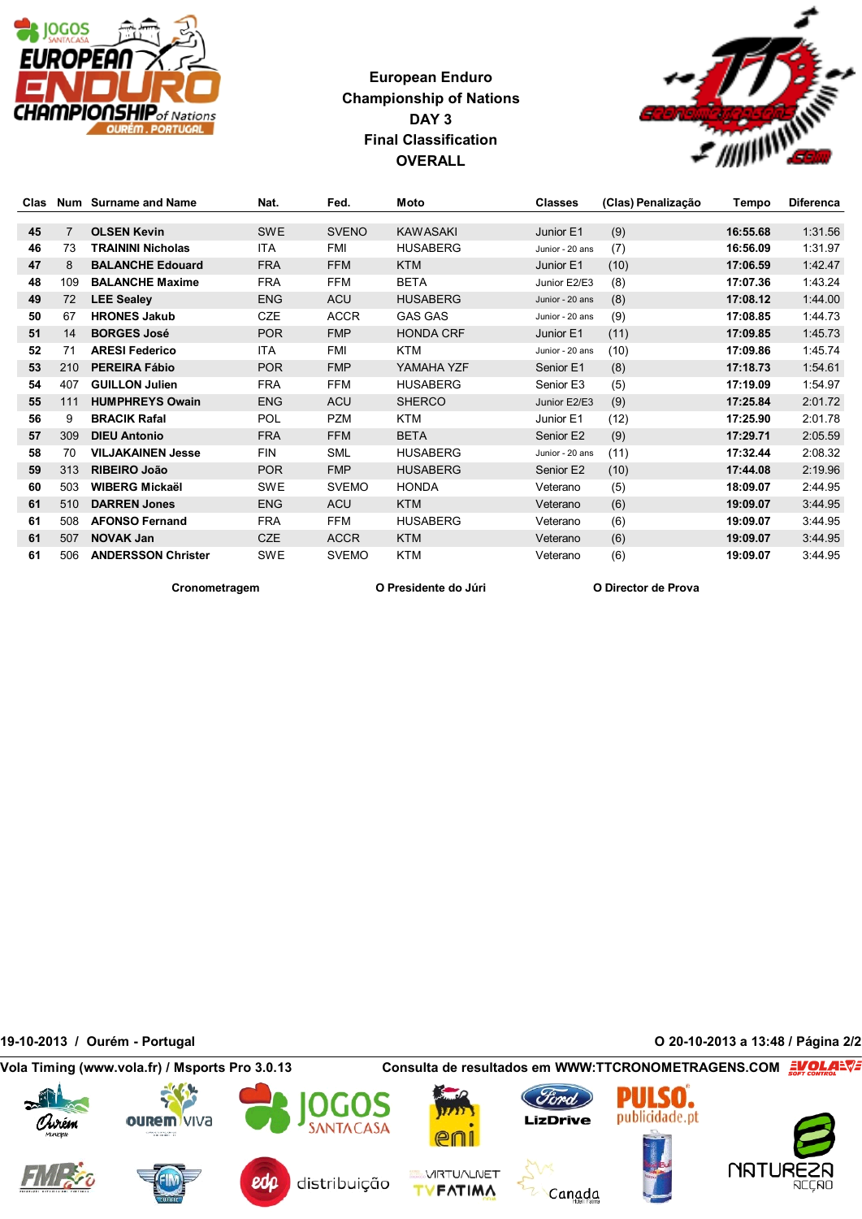**European Enduro Championship of Nations**
**DAY 3**
**Final Classification**
**OVERALL**

| Clas | Num | Surname and Name | Nat. | Fed. | Moto | Classes | (Clas) Penalização | Tempo | Diferenca |
|---|---|---|---|---|---|---|---|---|---|
| 45 | 7 | OLSEN Kevin | SWE | SVENO | KAWASAKI | Junior E1 | (9) | 16:55.68 | 1:31.56 |
| 46 | 73 | TRAININI Nicholas | ITA | FMI | HUSABERG | Junior - 20 ans | (7) | 16:56.09 | 1:31.97 |
| 47 | 8 | BALANCHE Edouard | FRA | FFM | KTM | Junior E1 | (10) | 17:06.59 | 1:42.47 |
| 48 | 109 | BALANCHE Maxime | FRA | FFM | BETA | Junior E2/E3 | (8) | 17:07.36 | 1:43.24 |
| 49 | 72 | LEE Sealey | ENG | ACU | HUSABERG | Junior - 20 ans | (8) | 17:08.12 | 1:44.00 |
| 50 | 67 | HRONES Jakub | CZE | ACCR | GAS GAS | Junior - 20 ans | (9) | 17:08.85 | 1:44.73 |
| 51 | 14 | BORGES José | POR | FMP | HONDA CRF | Junior E1 | (11) | 17:09.85 | 1:45.73 |
| 52 | 71 | ARESI Federico | ITA | FMI | KTM | Junior - 20 ans | (10) | 17:09.86 | 1:45.74 |
| 53 | 210 | PEREIRA Fábio | POR | FMP | YAMAHA YZF | Senior E1 | (8) | 17:18.73 | 1:54.61 |
| 54 | 407 | GUILLON Julien | FRA | FFM | HUSABERG | Senior E3 | (5) | 17:19.09 | 1:54.97 |
| 55 | 111 | HUMPHREYS Owain | ENG | ACU | SHERCO | Junior E2/E3 | (9) | 17:25.84 | 2:01.72 |
| 56 | 9 | BRACIK Rafal | POL | PZM | KTM | Junior E1 | (12) | 17:25.90 | 2:01.78 |
| 57 | 309 | DIEU Antonio | FRA | FFM | BETA | Senior E2 | (9) | 17:29.71 | 2:05.59 |
| 58 | 70 | VILJAKAINEN Jesse | FIN | SML | HUSABERG | Junior - 20 ans | (11) | 17:32.44 | 2:08.32 |
| 59 | 313 | RIBEIRO João | POR | FMP | HUSABERG | Senior E2 | (10) | 17:44.08 | 2:19.96 |
| 60 | 503 | WIBERG Mickaël | SWE | SVEMO | HONDA | Veterano | (5) | 18:09.07 | 2:44.95 |
| 61 | 510 | DARREN Jones | ENG | ACU | KTM | Veterano | (6) | 19:09.07 | 3:44.95 |
| 61 | 508 | AFONSO Fernand | FRA | FFM | HUSABERG | Veterano | (6) | 19:09.07 | 3:44.95 |
| 61 | 507 | NOVAK Jan | CZE | ACCR | KTM | Veterano | (6) | 19:09.07 | 3:44.95 |
| 61 | 506 | ANDERSSON Christer | SWE | SVEMO | KTM | Veterano | (6) | 19:09.07 | 3:44.95 |

**Cronometragem** **O Presidente do Júri** **O Director de Prova**

**19-10-2013 / Ourém - Portugal** **O 20-10-2013 a 13:48**

**Vola Timing (www.vola.fr) / Msports Pro 3.0.13** **Consulta de resultados em WWW:TTCRONOMETRAGENS.COM**